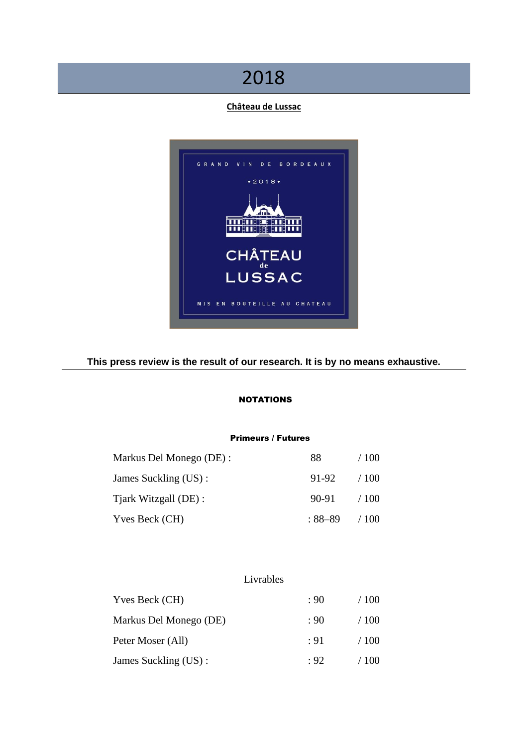# 2018

**Château de Lussac**

**This press review is the result of our research. It is by no means exhaustive.**

---

**NOTATIONS**

**Primeurs / Futures**

| | | |
|---|---|---|
| Markus Del Monego (DE) : | 88 | / 100 |
| James Suckling (US) : | 91-92 | / 100 |
| Tjark Witzgall (DE) : | 90-91 | / 100 |
| Yves Beck (CH) | : 88–89 | / 100 |

Livrables

| | | |
|---|---|---|
| Yves Beck (CH) | : 90 | / 100 |
| Markus Del Monego (DE) | : 90 | / 100 |
| Peter Moser (All) | : 91 | / 100 |
| James Suckling (US) : | : 92 | / 100 |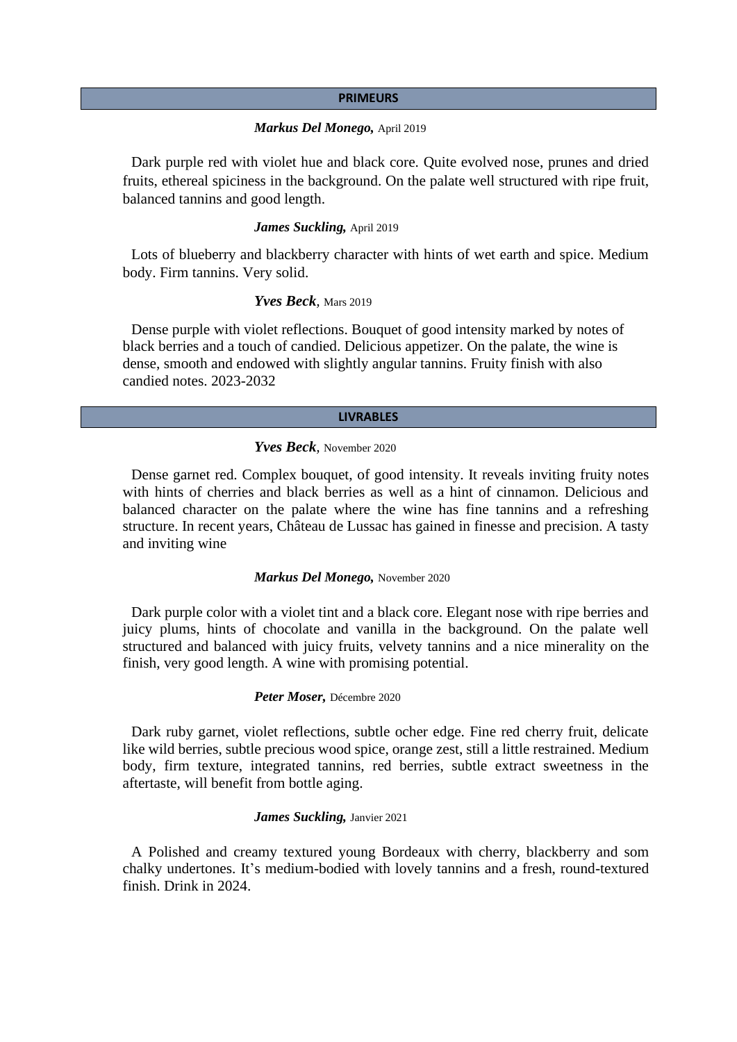## PRIMEURS

***Markus Del Monego,*** April 2019

Dark purple red with violet hue and black core. Quite evolved nose, prunes and dried fruits, ethereal spiciness in the background. On the palate well structured with ripe fruit, balanced tannins and good length.

***James Suckling,*** April 2019

Lots of blueberry and blackberry character with hints of wet earth and spice. Medium body. Firm tannins. Very solid.

***Yves Beck***, Mars 2019

Dense purple with violet reflections. Bouquet of good intensity marked by notes of black berries and a touch of candied. Delicious appetizer. On the palate, the wine is dense, smooth and endowed with slightly angular tannins. Fruity finish with also candied notes. 2023-2032

## LIVRABLES

***Yves Beck***, November 2020

Dense garnet red. Complex bouquet, of good intensity. It reveals inviting fruity notes with hints of cherries and black berries as well as a hint of cinnamon. Delicious and balanced character on the palate where the wine has fine tannins and a refreshing structure. In recent years, Château de Lussac has gained in finesse and precision. A tasty and inviting wine

***Markus Del Monego,*** November 2020

Dark purple color with a violet tint and a black core. Elegant nose with ripe berries and juicy plums, hints of chocolate and vanilla in the background. On the palate well structured and balanced with juicy fruits, velvety tannins and a nice minerality on the finish, very good length. A wine with promising potential.

***Peter Moser,*** Décembre 2020

Dark ruby garnet, violet reflections, subtle ocher edge. Fine red cherry fruit, delicate like wild berries, subtle precious wood spice, orange zest, still a little restrained. Medium body, firm texture, integrated tannins, red berries, subtle extract sweetness in the aftertaste, will benefit from bottle aging.

***James Suckling,*** Janvier 2021

A Polished and creamy textured young Bordeaux with cherry, blackberry and som chalky undertones. It's medium-bodied with lovely tannins and a fresh, round-textured finish. Drink in 2024.